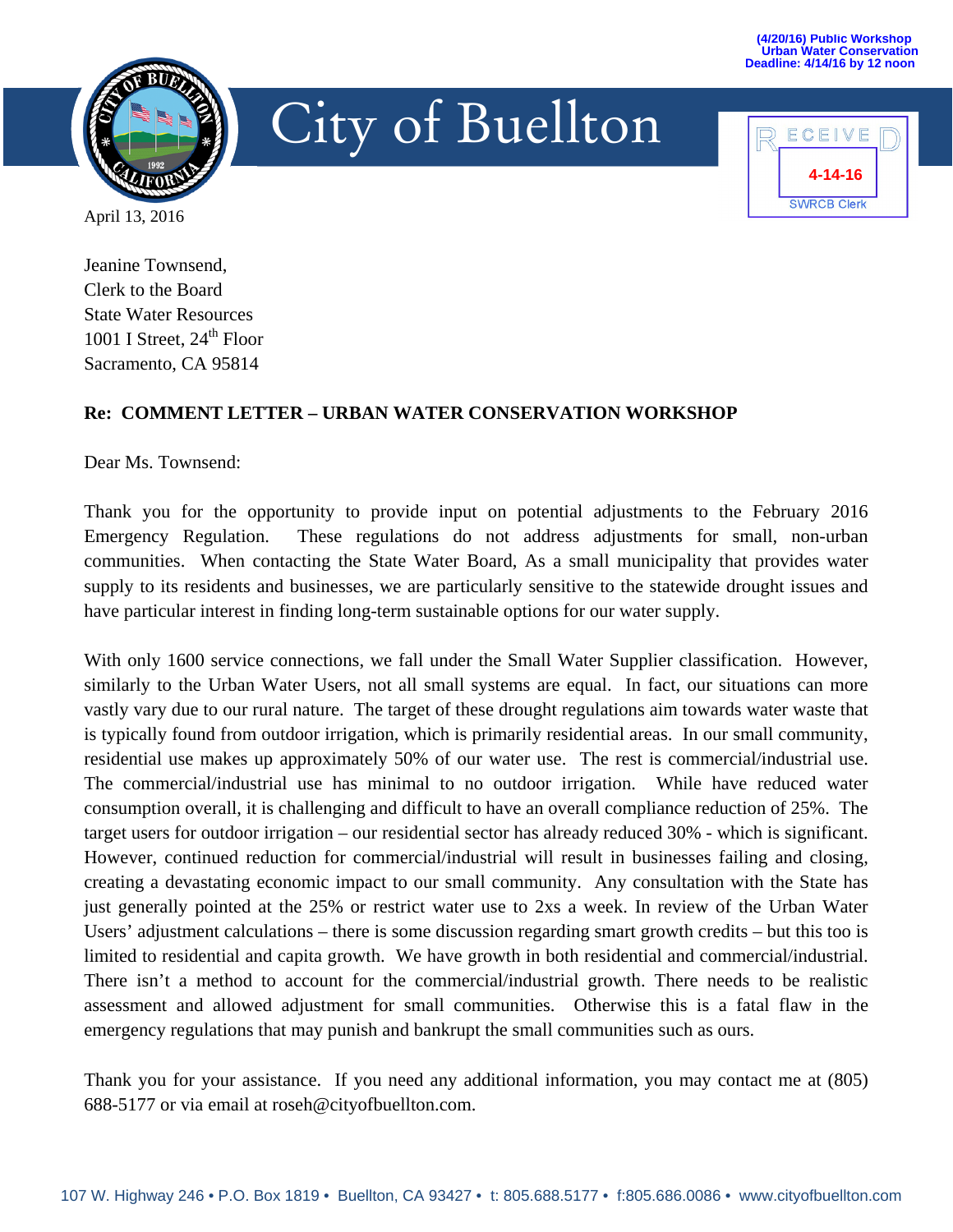(4/20/16) Public Workshop
Urban Water Conservation
Deadline: 4/14/16 by 12 noon

# City of Buellton

RECEIVED
4-14-16
SWRCB Clerk

April 13, 2016

Jeanine Townsend,
Clerk to the Board
State Water Resources
1001 I Street, 24th Floor
Sacramento, CA 95814

**Re: COMMENT LETTER – URBAN WATER CONSERVATION WORKSHOP**

Dear Ms. Townsend:

Thank you for the opportunity to provide input on potential adjustments to the February 2016 Emergency Regulation. These regulations do not address adjustments for small, non-urban communities. When contacting the State Water Board, As a small municipality that provides water supply to its residents and businesses, we are particularly sensitive to the statewide drought issues and have particular interest in finding long-term sustainable options for our water supply.

With only 1600 service connections, we fall under the Small Water Supplier classification. However, similarly to the Urban Water Users, not all small systems are equal. In fact, our situations can more vastly vary due to our rural nature. The target of these drought regulations aim towards water waste that is typically found from outdoor irrigation, which is primarily residential areas. In our small community, residential use makes up approximately 50% of our water use. The rest is commercial/industrial use. The commercial/industrial use has minimal to no outdoor irrigation. While have reduced water consumption overall, it is challenging and difficult to have an overall compliance reduction of 25%. The target users for outdoor irrigation – our residential sector has already reduced 30% - which is significant. However, continued reduction for commercial/industrial will result in businesses failing and closing, creating a devastating economic impact to our small community. Any consultation with the State has just generally pointed at the 25% or restrict water use to 2xs a week. In review of the Urban Water Users' adjustment calculations – there is some discussion regarding smart growth credits – but this too is limited to residential and capita growth. We have growth in both residential and commercial/industrial. There isn't a method to account for the commercial/industrial growth. There needs to be realistic assessment and allowed adjustment for small communities. Otherwise this is a fatal flaw in the emergency regulations that may punish and bankrupt the small communities such as ours.

Thank you for your assistance. If you need any additional information, you may contact me at (805) 688-5177 or via email at roseh@cityofbuellton.com.

107 W. Highway 246 • P.O. Box 1819 • Buellton, CA 93427 • t: 805.688.5177 • f:805.686.0086 • www.cityofbuellton.com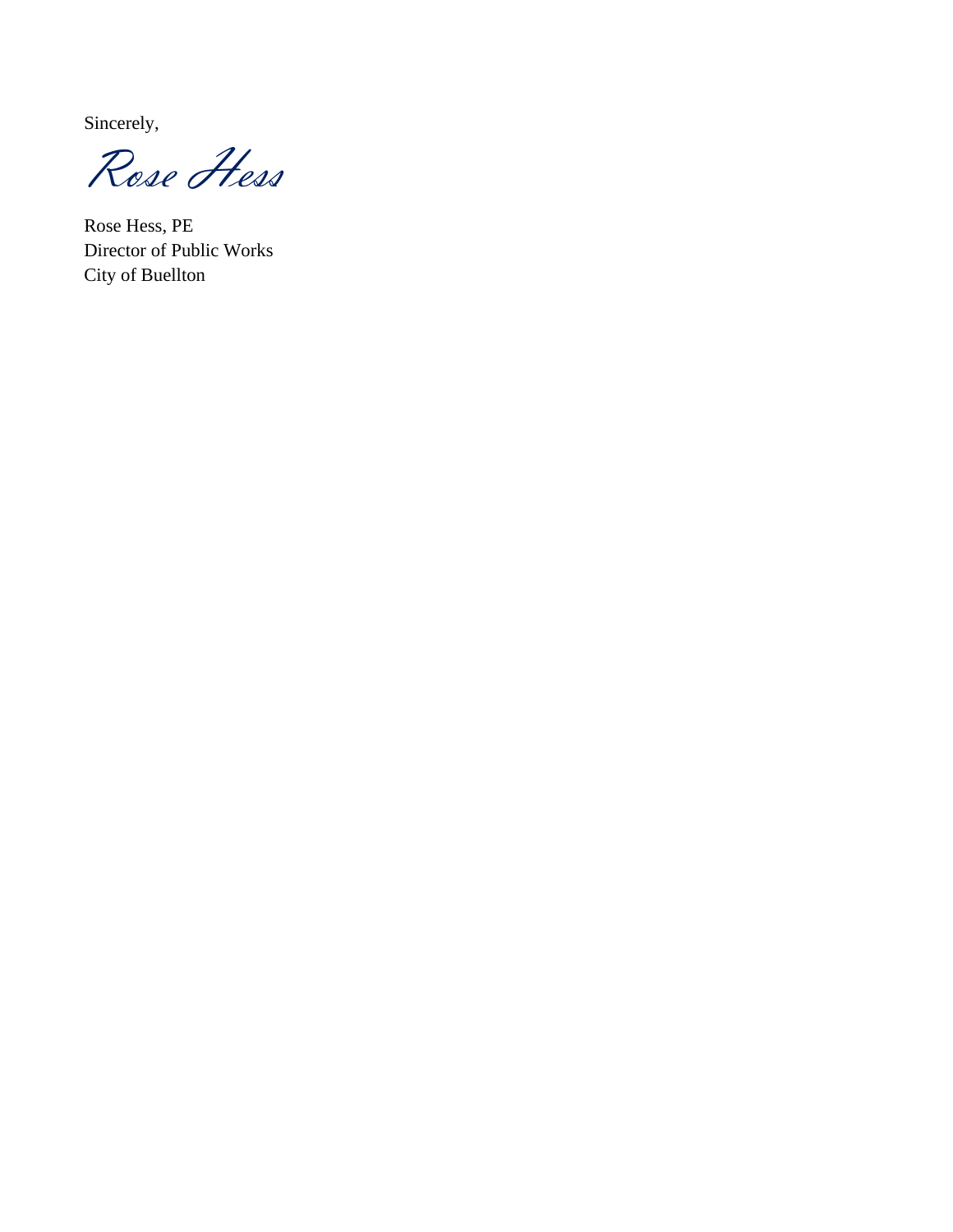Sincerely,

*Rose Hess*

Rose Hess, PE
Director of Public Works
City of Buellton